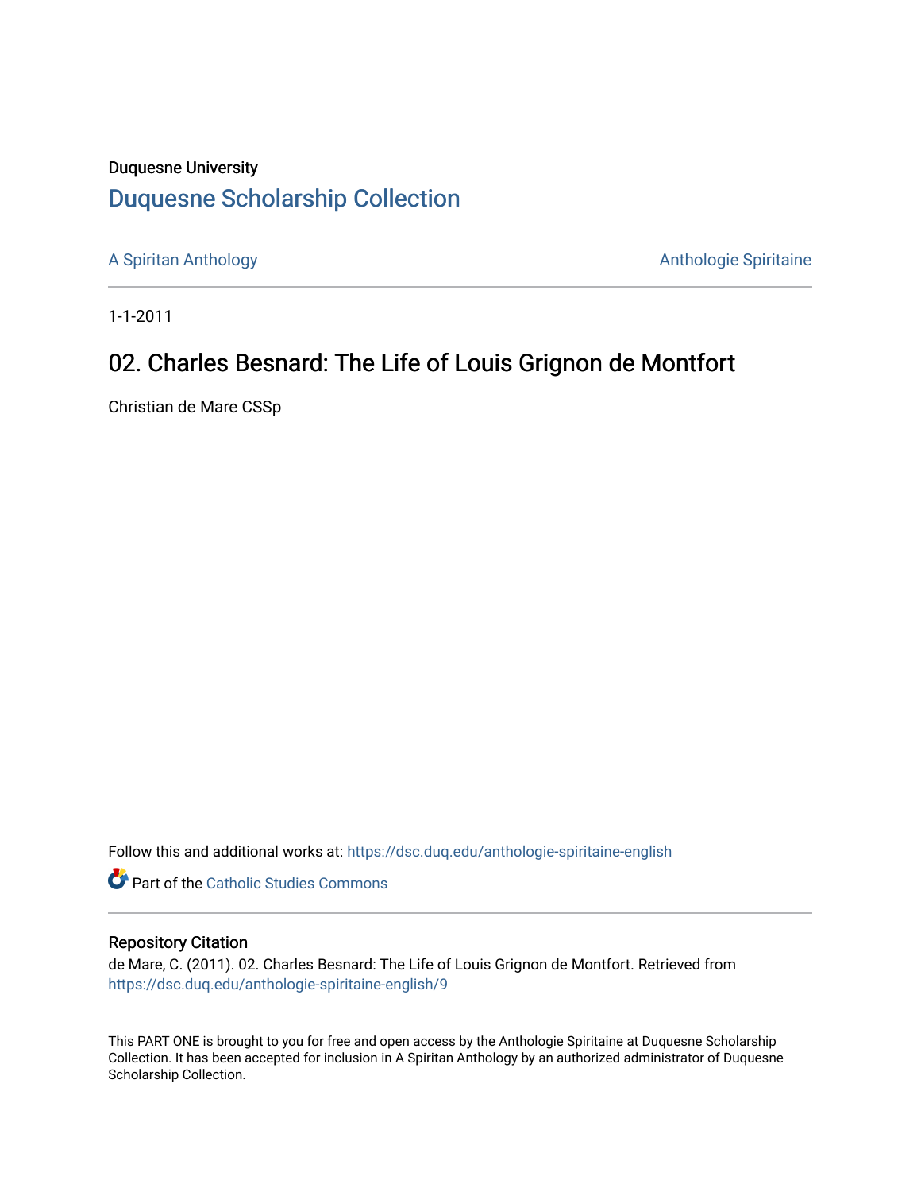Duquesne University

# Duquesne Scholarship Collection

A Spiritan Anthology

Anthologie Spiritaine

1-1-2011

## 02. Charles Besnard: The Life of Louis Grignon de Montfort

Christian de Mare CSSp

Follow this and additional works at: https://dsc.duq.edu/anthologie-spiritaine-english

Part of the Catholic Studies Commons

### Repository Citation

de Mare, C. (2011). 02. Charles Besnard: The Life of Louis Grignon de Montfort. Retrieved from https://dsc.duq.edu/anthologie-spiritaine-english/9

This PART ONE is brought to you for free and open access by the Anthologie Spiritaine at Duquesne Scholarship Collection. It has been accepted for inclusion in A Spiritan Anthology by an authorized administrator of Duquesne Scholarship Collection.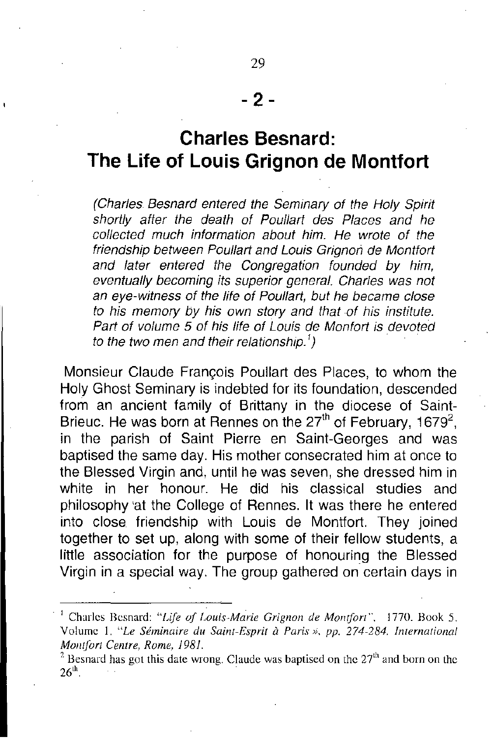# - 2 -

# Charles Besnard: The Life of Louis Grignon de Montfort

*(Charles Besnard entered the Seminary of the Holy Spirit shortly after the death of Poullart des Places and he collected much information about him. He wrote of the friendship between Poullart and Louis Grignon de Montfort and later entered the Congregation founded by him, eventually becoming its superior general. Charles was not an eye-witness of the life of Poullart, but he became close to his memory by his own story and that of his institute. Part of volume 5 of his life of Louis de Monfort is devoted to the two men and their relationship.[1])*

Monsieur Claude François Poullart des Places, to whom the Holy Ghost Seminary is indebted for its foundation, descended from an ancient family of Brittany in the diocese of Saint-Brieuc. He was born at Rennes on the 27th of February, 1679[2], in the parish of Saint Pierre en Saint-Georges and was baptised the same day. His mother consecrated him at once to the Blessed Virgin and, until he was seven, she dressed him in white in her honour. He did his classical studies and philosophy at the College of Rennes. It was there he entered into close friendship with Louis de Montfort. They joined together to set up, along with some of their fellow students, a little association for the purpose of honouring the Blessed Virgin in a special way. The group gathered on certain days in

---

[1] Charles Besnard: *"Life of Louis-Marie Grignon de Montfort"*. 1770. Book 5. Volume 1. *"Le Séminaire du Saint-Esprit à Paris », pp. 274-284. International Montfort Centre, Rome, 1981.*

[2] Besnard has got this date wrong. Claude was baptised on the 27th and born on the 26th.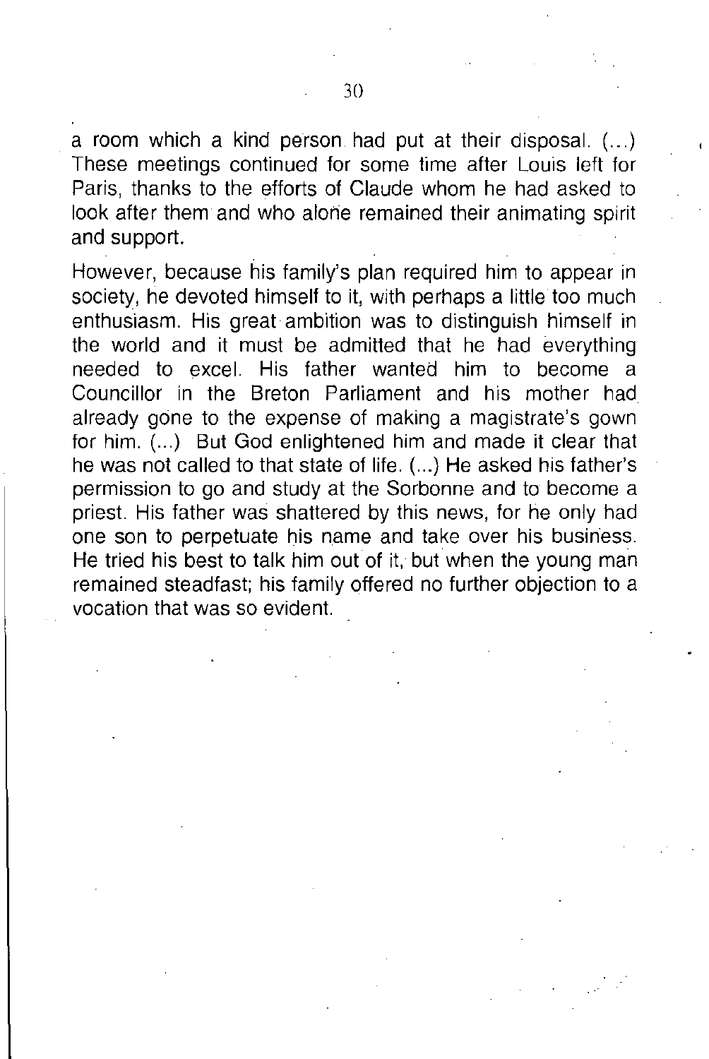a room which a kind person had put at their disposal. (...) These meetings continued for some time after Louis left for Paris, thanks to the efforts of Claude whom he had asked to look after them and who alone remained their animating spirit and support.

However, because his family's plan required him to appear in society, he devoted himself to it, with perhaps a little too much enthusiasm. His great ambition was to distinguish himself in the world and it must be admitted that he had everything needed to excel. His father wanted him to become a Councillor in the Breton Parliament and his mother had already gone to the expense of making a magistrate's gown for him. (...) But God enlightened him and made it clear that he was not called to that state of life. (...) He asked his father's permission to go and study at the Sorbonne and to become a priest. His father was shattered by this news, for he only had one son to perpetuate his name and take over his business. He tried his best to talk him out of it, but when the young man remained steadfast; his family offered no further objection to a vocation that was so evident.